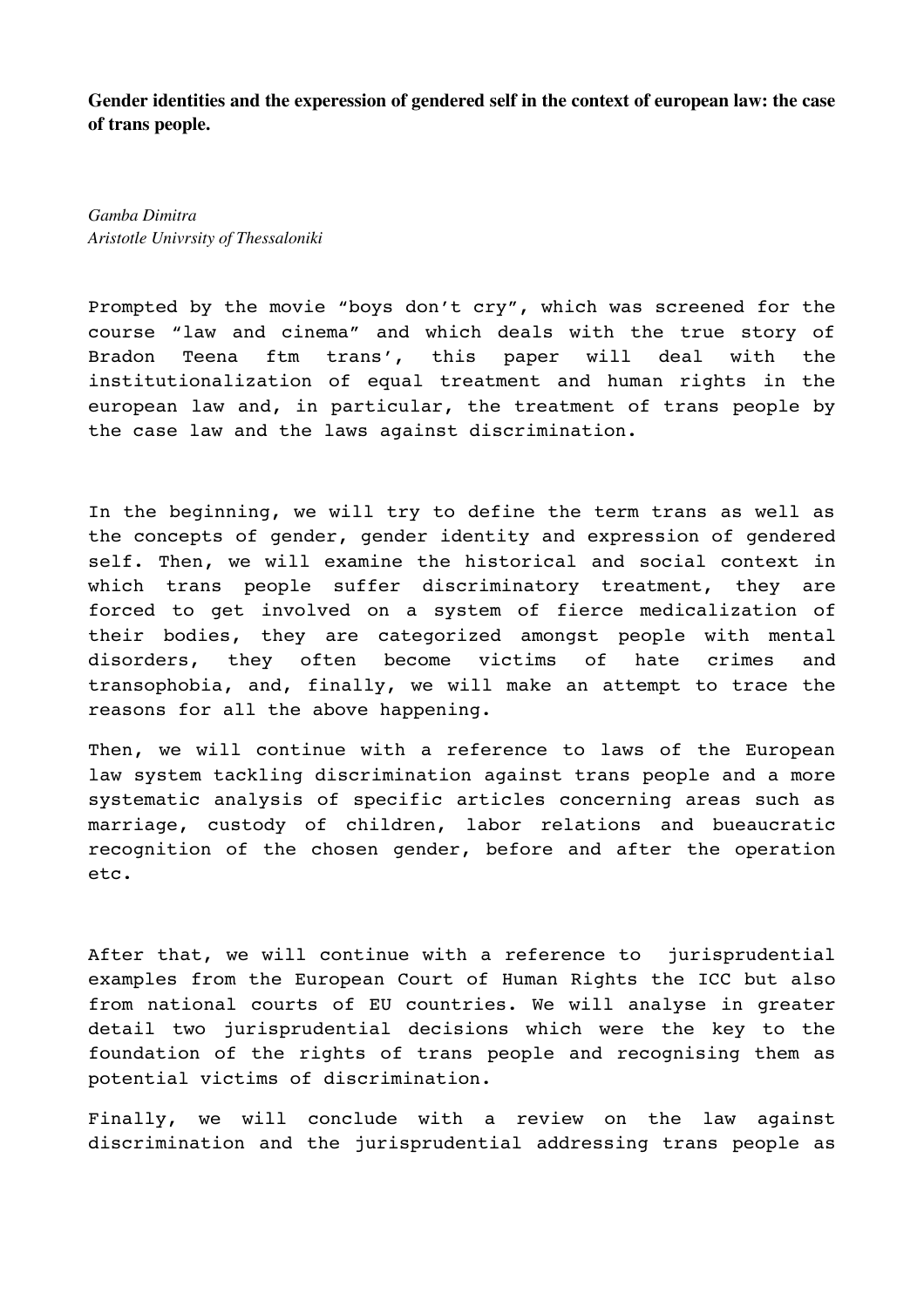**Gender identities and the experession of gendered self in the context of european law: the case of trans people.**

*Gamba Dimitra*
*Aristotle Univrsity of Thessaloniki*

Prompted by the movie “boys don’t cry”, which was screened for the course “law and cinema” and which deals with the true story of Bradon Teena ftm trans’, this paper will deal with the institutionalization of equal treatment and human rights in the european law and, in particular, the treatment of trans people by the case law and the laws against discrimination.

In the beginning, we will try to define the term trans as well as the concepts of gender, gender identity and expression of gendered self. Then, we will examine the historical and social context in which trans people suffer discriminatory treatment, they are forced to get involved on a system of fierce medicalization of their bodies, they are categorized amongst people with mental disorders, they often become victims of hate crimes and transophobia, and, finally, we will make an attempt to trace the reasons for all the above happening.

Then, we will continue with a reference to laws of the European law system tackling discrimination against trans people and a more systematic analysis of specific articles concerning areas such as marriage, custody of children, labor relations and bueaucratic recognition of the chosen gender, before and after the operation etc.

After that, we will continue with a reference to jurisprudential examples from the European Court of Human Rights the ICC but also from national courts of EU countries. We will analyse in greater detail two jurisprudential decisions which were the key to the foundation of the rights of trans people and recognising them as potential victims of discrimination.

Finally, we will conclude with a review on the law against discrimination and the jurisprudential addressing trans people as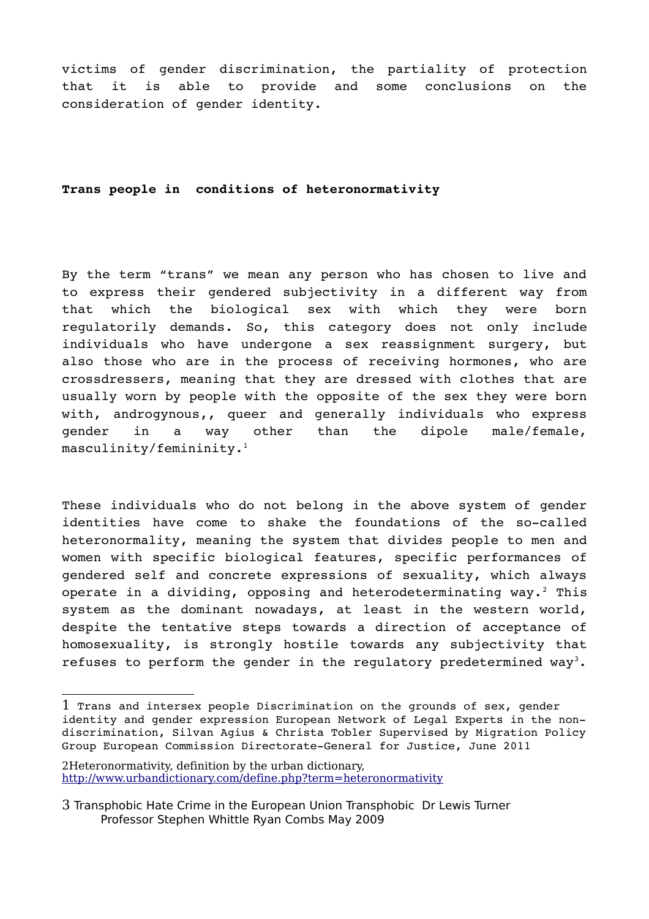victims of gender discrimination, the partiality of protection that it is able to provide and some conclusions on the consideration of gender identity.

**Trans people in conditions of heteronormativity**

By the term "trans" we mean any person who has chosen to live and to express their gendered subjectivity in a different way from that which the biological sex with which they were born regulatorily demands. So, this category does not only include individuals who have undergone a sex reassignment surgery, but also those who are in the process of receiving hormones, who are crossdressers, meaning that they are dressed with clothes that are usually worn by people with the opposite of the sex they were born with, androgynous,, queer and generally individuals who express gender in a way other than the dipole male/female, masculinity/femininity.[1]

These individuals who do not belong in the above system of gender identities have come to shake the foundations of the so-called heteronormality, meaning the system that divides people to men and women with specific biological features, specific performances of gendered self and concrete expressions of sexuality, which always operate in a dividing, opposing and heterodeterminating way.[2] This system as the dominant nowadays, at least in the western world, despite the tentative steps towards a direction of acceptance of homosexuality, is strongly hostile towards any subjectivity that refuses to perform the gender in the regulatory predetermined way[3].

1 Trans and intersex people Discrimination on the grounds of sex, gender identity and gender expression European Network of Legal Experts in the non-discrimination, Silvan Agius & Christa Tobler Supervised by Migration Policy Group European Commission Directorate-General for Justice, June 2011

2Heteronormativity, definition by the urban dictionary, http://www.urbandictionary.com/define.php?term=heteronormativity

3 Transphobic Hate Crime in the European Union Transphobic Dr Lewis Turner Professor Stephen Whittle Ryan Combs May 2009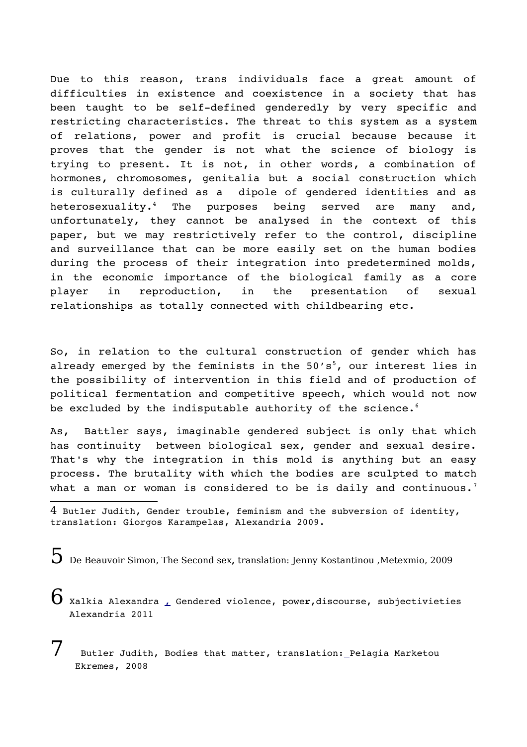Due to this reason, trans individuals face a great amount of difficulties in existence and coexistence in a society that has been taught to be self-defined genderedly by very specific and restricting characteristics. The threat to this system as a system of relations, power and profit is crucial because because it proves that the gender is not what the science of biology is trying to present. It is not, in other words, a combination of hormones, chromosomes, genitalia but a social construction which is culturally defined as a dipole of gendered identities and as heterosexuality.[4] The purposes being served are many and, unfortunately, they cannot be analysed in the context of this paper, but we may restrictively refer to the control, discipline and surveillance that can be more easily set on the human bodies during the process of their integration into predetermined molds, in the economic importance of the biological family as a core player in reproduction, in the presentation of sexual relationships as totally connected with childbearing etc.

So, in relation to the cultural construction of gender which has already emerged by the feminists in the 50's[5], our interest lies in the possibility of intervention in this field and of production of political fermentation and competitive speech, which would not now be excluded by the indisputable authority of the science.[6]

As, Battler says, imaginable gendered subject is only that which has continuity between biological sex, gender and sexual desire. That's why the integration in this mold is anything but an easy process. The brutality with which the bodies are sculpted to match what a man or woman is considered to be is daily and continuous.[7]

---

4 Butler Judith, Gender trouble, feminism and the subversion of identity, translation: Giorgos Karampelas, Alexandria 2009.

5 De Beauvoir Simon, The Second sex, translation: Jenny Kostantinou ,Metexmio, 2009

6 Xalkia Alexandra , Gendered violence, power,discourse, subjectivieties Alexandria 2011

7 Butler Judith, Bodies that matter, translation:_Pelagia Marketou Ekremes, 2008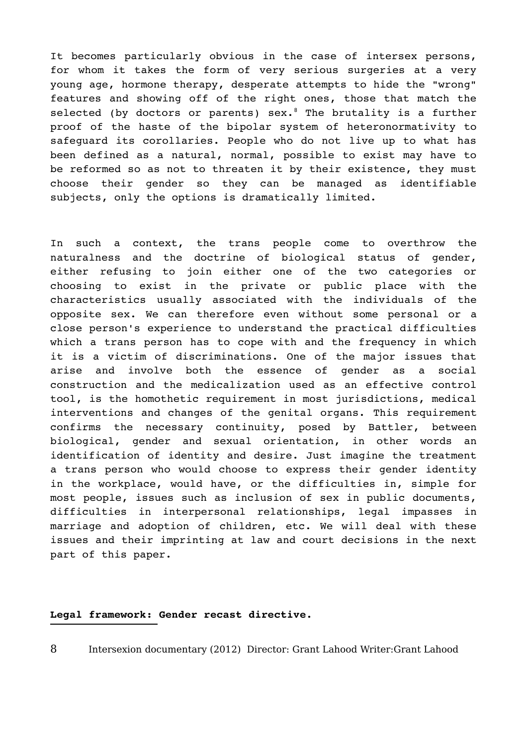It becomes particularly obvious in the case of intersex persons, for whom it takes the form of very serious surgeries at a very young age, hormone therapy, desperate attempts to hide the "wrong" features and showing off of the right ones, those that match the selected (by doctors or parents) sex.[8] The brutality is a further proof of the haste of the bipolar system of heteronormativity to safeguard its corollaries. People who do not live up to what has been defined as a natural, normal, possible to exist may have to be reformed so as not to threaten it by their existence, they must choose their gender so they can be managed as identifiable subjects, only the options is dramatically limited.

In such a context, the trans people come to overthrow the naturalness and the doctrine of biological status of gender, either refusing to join either one of the two categories or choosing to exist in the private or public place with the characteristics usually associated with the individuals of the opposite sex. We can therefore even without some personal or a close person's experience to understand the practical difficulties which a trans person has to cope with and the frequency in which it is a victim of discriminations. One of the major issues that arise and involve both the essence of gender as a social construction and the medicalization used as an effective control tool, is the homothetic requirement in most jurisdictions, medical interventions and changes of the genital organs. This requirement confirms the necessary continuity, posed by Battler, between biological, gender and sexual orientation, in other words an identification of identity and desire. Just imagine the treatment a trans person who would choose to express their gender identity in the workplace, would have, or the difficulties in, simple for most people, issues such as inclusion of sex in public documents, difficulties in interpersonal relationships, legal impasses in marriage and adoption of children, etc. We will deal with these issues and their imprinting at law and court decisions in the next part of this paper.

**Legal framework: Gender recast directive.**

8 Intersexion documentary (2012) Director: Grant Lahood Writer:Grant Lahood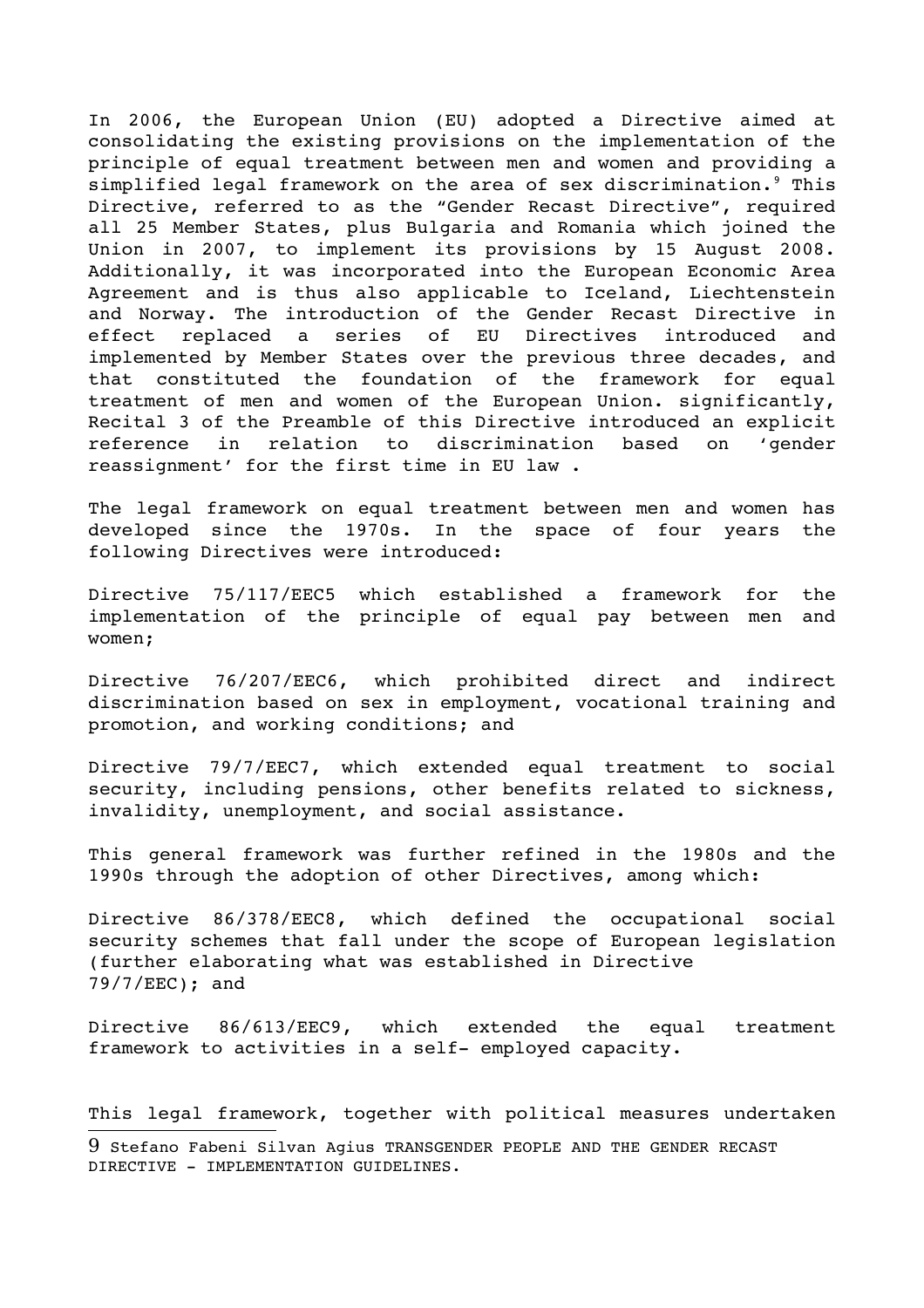In 2006, the European Union (EU) adopted a Directive aimed at consolidating the existing provisions on the implementation of the principle of equal treatment between men and women and providing a simplified legal framework on the area of sex discrimination.[9] This Directive, referred to as the "Gender Recast Directive", required all 25 Member States, plus Bulgaria and Romania which joined the Union in 2007, to implement its provisions by 15 August 2008. Additionally, it was incorporated into the European Economic Area Agreement and is thus also applicable to Iceland, Liechtenstein and Norway. The introduction of the Gender Recast Directive in effect replaced a series of EU Directives introduced and implemented by Member States over the previous three decades, and that constituted the foundation of the framework for equal treatment of men and women of the European Union. significantly, Recital 3 of the Preamble of this Directive introduced an explicit reference in relation to discrimination based on 'gender reassignment' for the first time in EU law .

The legal framework on equal treatment between men and women has developed since the 1970s. In the space of four years the following Directives were introduced:

Directive 75/117/EEC5 which established a framework for the implementation of the principle of equal pay between men and women;

Directive 76/207/EEC6, which prohibited direct and indirect discrimination based on sex in employment, vocational training and promotion, and working conditions; and

Directive 79/7/EEC7, which extended equal treatment to social security, including pensions, other benefits related to sickness, invalidity, unemployment, and social assistance.

This general framework was further refined in the 1980s and the 1990s through the adoption of other Directives, among which:

Directive 86/378/EEC8, which defined the occupational social security schemes that fall under the scope of European legislation (further elaborating what was established in Directive 79/7/EEC); and

Directive 86/613/EEC9, which extended the equal treatment framework to activities in a self- employed capacity.

This legal framework, together with political measures undertaken

---

9 Stefano Fabeni Silvan Agius TRANSGENDER PEOPLE AND THE GENDER RECAST DIRECTIVE - IMPLEMENTATION GUIDELINES.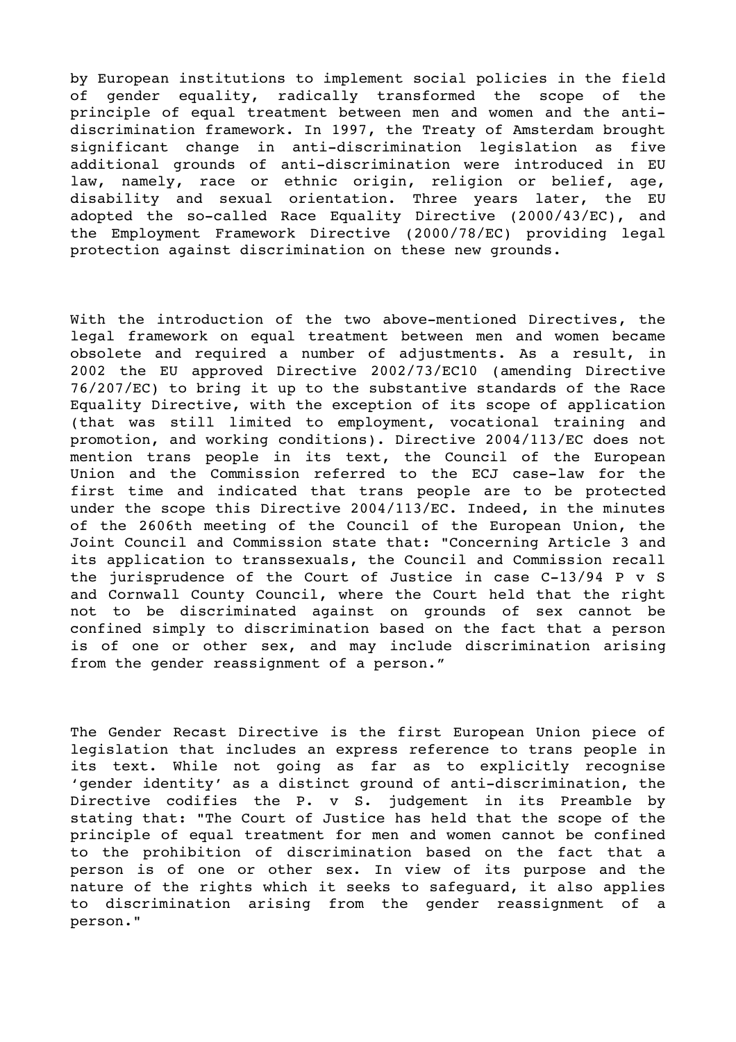by European institutions to implement social policies in the field of gender equality, radically transformed the scope of the principle of equal treatment between men and women and the anti-discrimination framework. In 1997, the Treaty of Amsterdam brought significant change in anti-discrimination legislation as five additional grounds of anti-discrimination were introduced in EU law, namely, race or ethnic origin, religion or belief, age, disability and sexual orientation. Three years later, the EU adopted the so-called Race Equality Directive (2000/43/EC), and the Employment Framework Directive (2000/78/EC) providing legal protection against discrimination on these new grounds.

With the introduction of the two above-mentioned Directives, the legal framework on equal treatment between men and women became obsolete and required a number of adjustments. As a result, in 2002 the EU approved Directive 2002/73/EC10 (amending Directive 76/207/EC) to bring it up to the substantive standards of the Race Equality Directive, with the exception of its scope of application (that was still limited to employment, vocational training and promotion, and working conditions). Directive 2004/113/EC does not mention trans people in its text, the Council of the European Union and the Commission referred to the ECJ case-law for the first time and indicated that trans people are to be protected under the scope this Directive 2004/113/EC. Indeed, in the minutes of the 2606th meeting of the Council of the European Union, the Joint Council and Commission state that: "Concerning Article 3 and its application to transsexuals, the Council and Commission recall the jurisprudence of the Court of Justice in case C-13/94 P v S and Cornwall County Council, where the Court held that the right not to be discriminated against on grounds of sex cannot be confined simply to discrimination based on the fact that a person is of one or other sex, and may include discrimination arising from the gender reassignment of a person."

The Gender Recast Directive is the first European Union piece of legislation that includes an express reference to trans people in its text. While not going as far as to explicitly recognise 'gender identity' as a distinct ground of anti-discrimination, the Directive codifies the P. v S. judgement in its Preamble by stating that: "The Court of Justice has held that the scope of the principle of equal treatment for men and women cannot be confined to the prohibition of discrimination based on the fact that a person is of one or other sex. In view of its purpose and the nature of the rights which it seeks to safeguard, it also applies to discrimination arising from the gender reassignment of a person."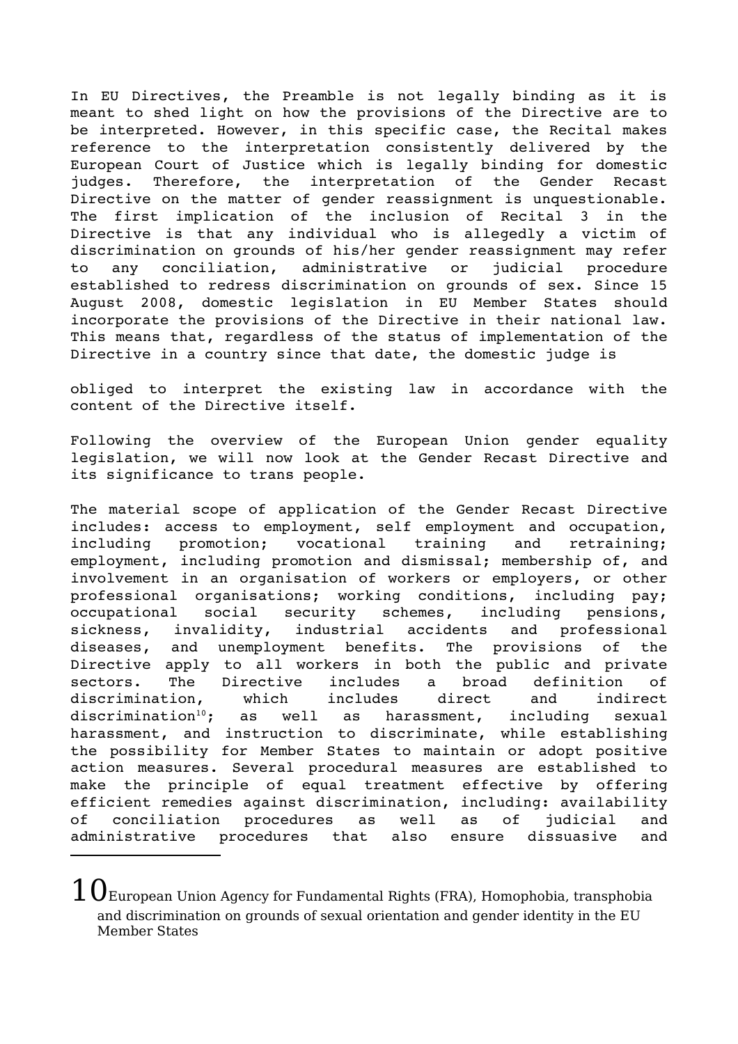In EU Directives, the Preamble is not legally binding as it is meant to shed light on how the provisions of the Directive are to be interpreted. However, in this specific case, the Recital makes reference to the interpretation consistently delivered by the European Court of Justice which is legally binding for domestic judges. Therefore, the interpretation of the Gender Recast Directive on the matter of gender reassignment is unquestionable. The first implication of the inclusion of Recital 3 in the Directive is that any individual who is allegedly a victim of discrimination on grounds of his/her gender reassignment may refer to any conciliation, administrative or judicial procedure established to redress discrimination on grounds of sex. Since 15 August 2008, domestic legislation in EU Member States should incorporate the provisions of the Directive in their national law. This means that, regardless of the status of implementation of the Directive in a country since that date, the domestic judge is obliged to interpret the existing law in accordance with the content of the Directive itself.

Following the overview of the European Union gender equality legislation, we will now look at the Gender Recast Directive and its significance to trans people.

The material scope of application of the Gender Recast Directive includes: access to employment, self employment and occupation, including promotion; vocational training and retraining; employment, including promotion and dismissal; membership of, and involvement in an organisation of workers or employers, or other professional organisations; working conditions, including pay; occupational social security schemes, including pensions, sickness, invalidity, industrial accidents and professional diseases, and unemployment benefits. The provisions of the Directive apply to all workers in both the public and private sectors. The Directive includes a broad definition of discrimination, which includes direct and indirect discrimination[10]; as well as harassment, including sexual harassment, and instruction to discriminate, while establishing the possibility for Member States to maintain or adopt positive action measures. Several procedural measures are established to make the principle of equal treatment effective by offering efficient remedies against discrimination, including: availability of conciliation procedures as well as of judicial and administrative procedures that also ensure dissuasive and

---

[10] European Union Agency for Fundamental Rights (FRA), Homophobia, transphobia and discrimination on grounds of sexual orientation and gender identity in the EU Member States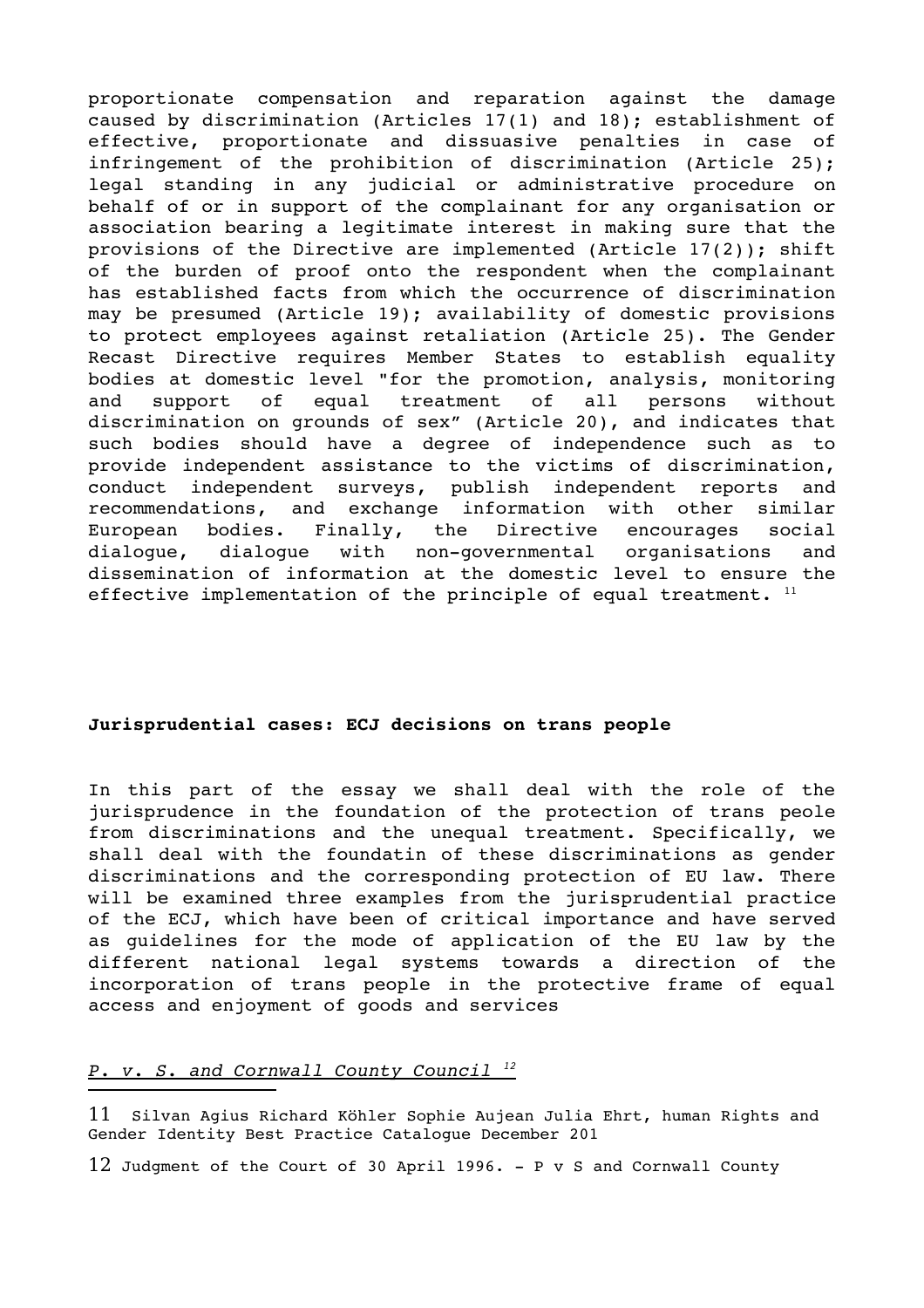proportionate compensation and reparation against the damage caused by discrimination (Articles 17(1) and 18); establishment of effective, proportionate and dissuasive penalties in case of infringement of the prohibition of discrimination (Article 25); legal standing in any judicial or administrative procedure on behalf of or in support of the complainant for any organisation or association bearing a legitimate interest in making sure that the provisions of the Directive are implemented (Article 17(2)); shift of the burden of proof onto the respondent when the complainant has established facts from which the occurrence of discrimination may be presumed (Article 19); availability of domestic provisions to protect employees against retaliation (Article 25). The Gender Recast Directive requires Member States to establish equality bodies at domestic level "for the promotion, analysis, monitoring and support of equal treatment of all persons without discrimination on grounds of sex" (Article 20), and indicates that such bodies should have a degree of independence such as to provide independent assistance to the victims of discrimination, conduct independent surveys, publish independent reports and recommendations, and exchange information with other similar European bodies. Finally, the Directive encourages social dialogue, dialogue with non-governmental organisations and dissemination of information at the domestic level to ensure the effective implementation of the principle of equal treatment. [11]

**Jurisprudential cases: ECJ decisions on trans people**

In this part of the essay we shall deal with the role of the jurisprudence in the foundation of the protection of trans peole from discriminations and the unequal treatment. Specifically, we shall deal with the foundatin of these discriminations as gender discriminations and the corresponding protection of EU law. There will be examined three examples from the jurisprudential practice of the ECJ, which have been of critical importance and have served as guidelines for the mode of application of the EU law by the different national legal systems towards a direction of the incorporation of trans people in the protective frame of equal access and enjoyment of goods and services

*P. v. S. and Cornwall County Council* [12]

---

11 Silvan Agius Richard Köhler Sophie Aujean Julia Ehrt, human Rights and Gender Identity Best Practice Catalogue December 201

12 Judgment of the Court of 30 April 1996. - P v S and Cornwall County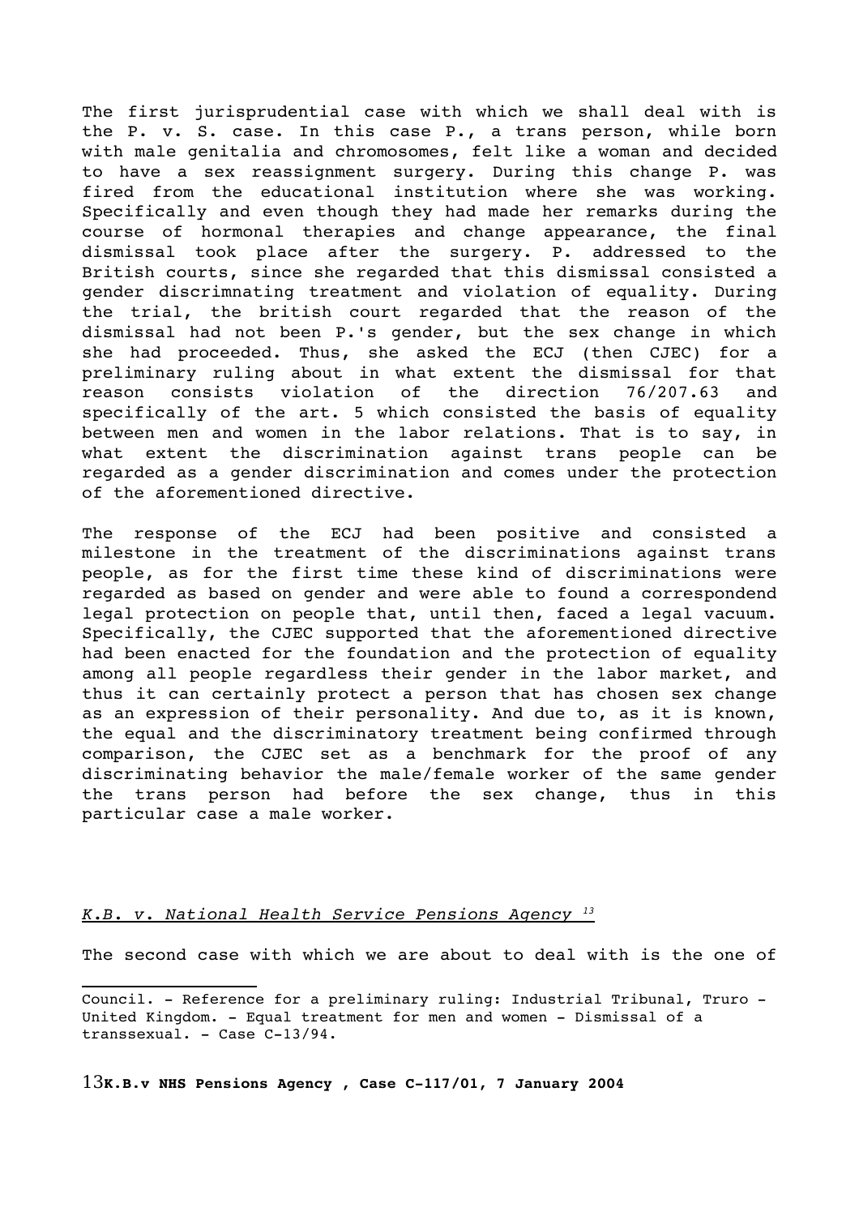The first jurisprudential case with which we shall deal with is the P. v. S. case. In this case P., a trans person, while born with male genitalia and chromosomes, felt like a woman and decided to have a sex reassignment surgery. During this change P. was fired from the educational institution where she was working. Specifically and even though they had made her remarks during the course of hormonal therapies and change appearance, the final dismissal took place after the surgery. P. addressed to the British courts, since she regarded that this dismissal consisted a gender discrimnating treatment and violation of equality. During the trial, the british court regarded that the reason of the dismissal had not been P.'s gender, but the sex change in which she had proceeded. Thus, she asked the ECJ (then CJEC) for a preliminary ruling about in what extent the dismissal for that reason consists violation of the direction 76/207.63 and specifically of the art. 5 which consisted the basis of equality between men and women in the labor relations. That is to say, in what extent the discrimination against trans people can be regarded as a gender discrimination and comes under the protection of the aforementioned directive.

The response of the ECJ had been positive and consisted a milestone in the treatment of the discriminations against trans people, as for the first time these kind of discriminations were regarded as based on gender and were able to found a correspondend legal protection on people that, until then, faced a legal vacuum. Specifically, the CJEC supported that the aforementioned directive had been enacted for the foundation and the protection of equality among all people regardless their gender in the labor market, and thus it can certainly protect a person that has chosen sex change as an expression of their personality. And due to, as it is known, the equal and the discriminatory treatment being confirmed through comparison, the CJEC set as a benchmark for the proof of any discriminating behavior the male/female worker of the same gender the trans person had before the sex change, thus in this particular case a male worker.

*K.B. v. National Health Service Pensions Agency* [13]

The second case with which we are about to deal with is the one of

---

Council. - Reference for a preliminary ruling: Industrial Tribunal, Truro - United Kingdom. - Equal treatment for men and women - Dismissal of a transsexual. - Case C-13/94.

13 **K.B.v NHS Pensions Agency , Case C-117/01, 7 January 2004**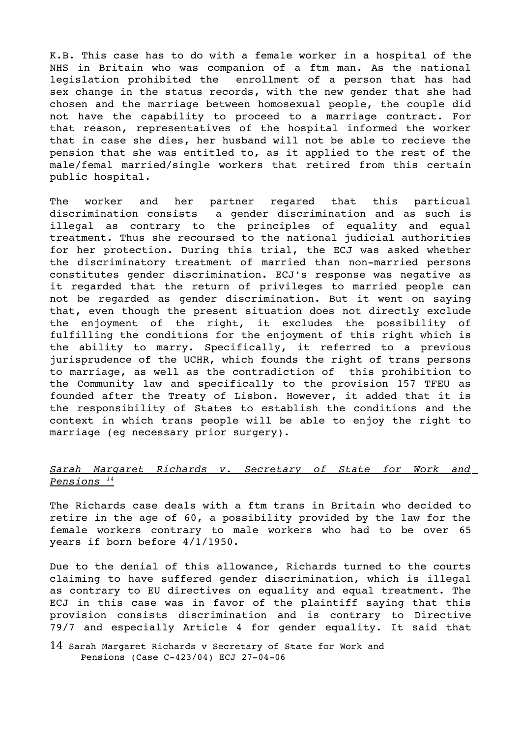K.B. This case has to do with a female worker in a hospital of the NHS in Britain who was companion of a ftm man. As the national legislation prohibited the enrollment of a person that has had sex change in the status records, with the new gender that she had chosen and the marriage between homosexual people, the couple did not have the capability to proceed to a marriage contract. For that reason, representatives of the hospital informed the worker that in case she dies, her husband will not be able to recieve the pension that she was entitled to, as it applied to the rest of the male/femal married/single workers that retired from this certain public hospital.

The worker and her partner regared that this particual discrimination consists a gender discrimination and as such is illegal as contrary to the principles of equality and equal treatment. Thus she recoursed to the national judicial authorities for her protection. During this trial, the ECJ was asked whether the discriminatory treatment of married than non-married persons constitutes gender discrimination. ECJ's response was negative as it regarded that the return of privileges to married people can not be regarded as gender discrimination. But it went on saying that, even though the present situation does not directly exclude the enjoyment of the right, it excludes the possibility of fulfilling the conditions for the enjoyment of this right which is the ability to marry. Specifically, it referred to a previous jurisprudence of the UCHR, which founds the right of trans persons to marriage, as well as the contradiction of this prohibition to the Community law and specifically to the provision 157 TFEU as founded after the Treaty of Lisbon. However, it added that it is the responsibility of States to establish the conditions and the context in which trans people will be able to enjoy the right to marriage (eg necessary prior surgery).

### *Sarah Margaret Richards v. Secretary of State for Work and Pensions* [14]

The Richards case deals with a ftm trans in Britain who decided to retire in the age of 60, a possibility provided by the law for the female workers contrary to male workers who had to be over 65 years if born before 4/1/1950.

Due to the denial of this allowance, Richards turned to the courts claiming to have suffered gender discrimination, which is illegal as contrary to EU directives on equality and equal treatment. The ECJ in this case was in favor of the plaintiff saying that this provision consists discrimination and is contrary to Directive 79/7 and especially Article 4 for gender equality. It said that

---

14 Sarah Margaret Richards v Secretary of State for Work and Pensions (Case C-423/04) ECJ 27-04-06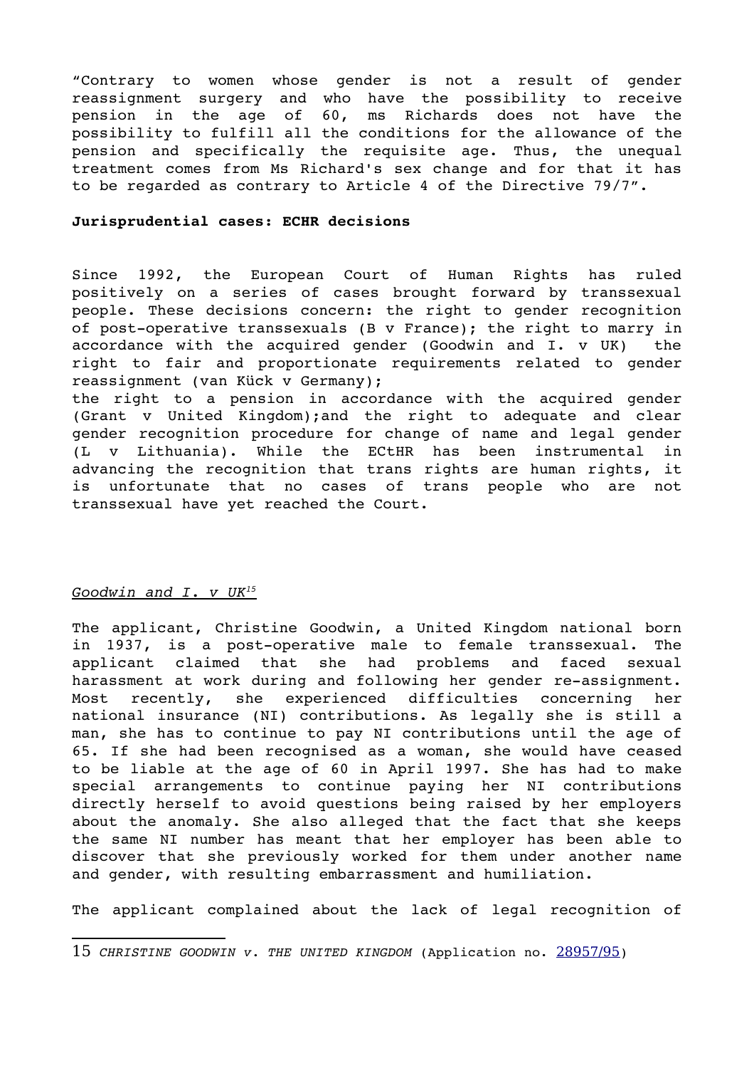"Contrary to women whose gender is not a result of gender reassignment surgery and who have the possibility to receive pension in the age of 60, ms Richards does not have the possibility to fulfill all the conditions for the allowance of the pension and specifically the requisite age. Thus, the unequal treatment comes from Ms Richard's sex change and for that it has to be regarded as contrary to Article 4 of the Directive 79/7".

**Jurisprudential cases: ECHR decisions**

Since 1992, the European Court of Human Rights has ruled positively on a series of cases brought forward by transsexual people. These decisions concern: the right to gender recognition of post-operative transsexuals (B v France); the right to marry in accordance with the acquired gender (Goodwin and I. v UK) the right to fair and proportionate requirements related to gender reassignment (van Kück v Germany);
the right to a pension in accordance with the acquired gender (Grant v United Kingdom);and the right to adequate and clear gender recognition procedure for change of name and legal gender (L v Lithuania). While the ECtHR has been instrumental in advancing the recognition that trans rights are human rights, it is unfortunate that no cases of trans people who are not transsexual have yet reached the Court.

*Goodwin and I. v UK*[15]

The applicant, Christine Goodwin, a United Kingdom national born in 1937, is a post-operative male to female transsexual. The applicant claimed that she had problems and faced sexual harassment at work during and following her gender re-assignment. Most recently, she experienced difficulties concerning her national insurance (NI) contributions. As legally she is still a man, she has to continue to pay NI contributions until the age of 65. If she had been recognised as a woman, she would have ceased to be liable at the age of 60 in April 1997. She has had to make special arrangements to continue paying her NI contributions directly herself to avoid questions being raised by her employers about the anomaly. She also alleged that the fact that she keeps the same NI number has meant that her employer has been able to discover that she previously worked for them under another name and gender, with resulting embarrassment and humiliation.

The applicant complained about the lack of legal recognition of

---

15 *CHRISTINE GOODWIN v. THE UNITED KINGDOM* (Application no. 28957/95)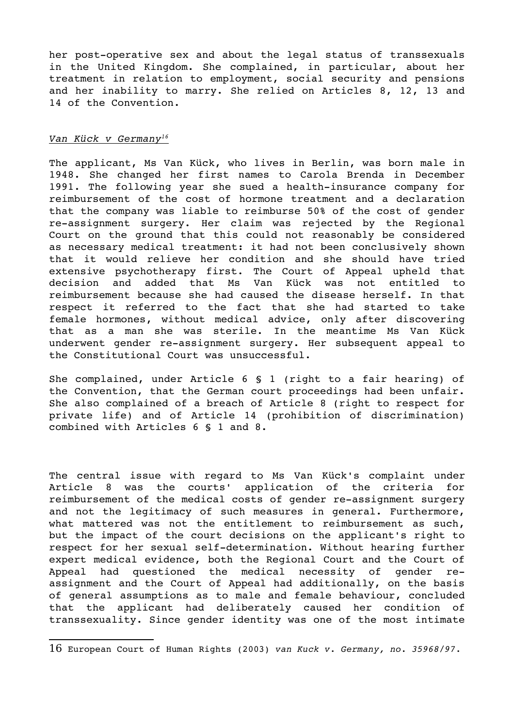her post-operative sex and about the legal status of transsexuals in the United Kingdom. She complained, in particular, about her treatment in relation to employment, social security and pensions and her inability to marry. She relied on Articles 8, 12, 13 and 14 of the Convention.

*Van Kück v Germany*[16]

The applicant, Ms Van Kück, who lives in Berlin, was born male in 1948. She changed her first names to Carola Brenda in December 1991. The following year she sued a health-insurance company for reimbursement of the cost of hormone treatment and a declaration that the company was liable to reimburse 50% of the cost of gender re-assignment surgery. Her claim was rejected by the Regional Court on the ground that this could not reasonably be considered as necessary medical treatment: it had not been conclusively shown that it would relieve her condition and she should have tried extensive psychotherapy first. The Court of Appeal upheld that decision and added that Ms Van Kück was not entitled to reimbursement because she had caused the disease herself. In that respect it referred to the fact that she had started to take female hormones, without medical advice, only after discovering that as a man she was sterile. In the meantime Ms Van Kück underwent gender re-assignment surgery. Her subsequent appeal to the Constitutional Court was unsuccessful.

She complained, under Article 6 § 1 (right to a fair hearing) of the Convention, that the German court proceedings had been unfair. She also complained of a breach of Article 8 (right to respect for private life) and of Article 14 (prohibition of discrimination) combined with Articles 6 § 1 and 8.

The central issue with regard to Ms Van Kück's complaint under Article 8 was the courts' application of the criteria for reimbursement of the medical costs of gender re-assignment surgery and not the legitimacy of such measures in general. Furthermore, what mattered was not the entitlement to reimbursement as such, but the impact of the court decisions on the applicant's right to respect for her sexual self-determination. Without hearing further expert medical evidence, both the Regional Court and the Court of Appeal had questioned the medical necessity of gender re-assignment and the Court of Appeal had additionally, on the basis of general assumptions as to male and female behaviour, concluded that the applicant had deliberately caused her condition of transsexuality. Since gender identity was one of the most intimate

---

16 European Court of Human Rights (2003) *van Kuck v. Germany, no. 35968/97*.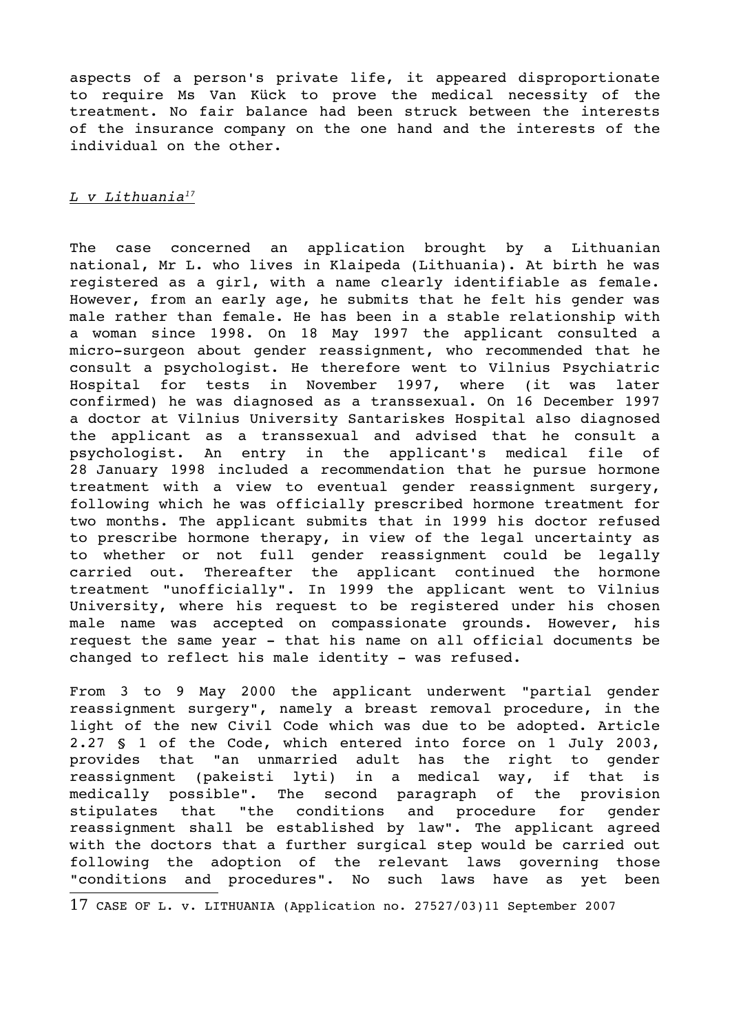aspects of a person's private life, it appeared disproportionate to require Ms Van Kück to prove the medical necessity of the treatment. No fair balance had been struck between the interests of the insurance company on the one hand and the interests of the individual on the other.

*L v Lithuania*[17]

The case concerned an application brought by a Lithuanian national, Mr L. who lives in Klaipeda (Lithuania). At birth he was registered as a girl, with a name clearly identifiable as female. However, from an early age, he submits that he felt his gender was male rather than female. He has been in a stable relationship with a woman since 1998. On 18 May 1997 the applicant consulted a micro-surgeon about gender reassignment, who recommended that he consult a psychologist. He therefore went to Vilnius Psychiatric Hospital for tests in November 1997, where (it was later confirmed) he was diagnosed as a transsexual. On 16 December 1997 a doctor at Vilnius University Santariskes Hospital also diagnosed the applicant as a transsexual and advised that he consult a psychologist. An entry in the applicant's medical file of 28 January 1998 included a recommendation that he pursue hormone treatment with a view to eventual gender reassignment surgery, following which he was officially prescribed hormone treatment for two months. The applicant submits that in 1999 his doctor refused to prescribe hormone therapy, in view of the legal uncertainty as to whether or not full gender reassignment could be legally carried out. Thereafter the applicant continued the hormone treatment "unofficially". In 1999 the applicant went to Vilnius University, where his request to be registered under his chosen male name was accepted on compassionate grounds. However, his request the same year - that his name on all official documents be changed to reflect his male identity - was refused.

From 3 to 9 May 2000 the applicant underwent "partial gender reassignment surgery", namely a breast removal procedure, in the light of the new Civil Code which was due to be adopted. Article 2.27 § 1 of the Code, which entered into force on 1 July 2003, provides that "an unmarried adult has the right to gender reassignment (pakeisti lyti) in a medical way, if that is medically possible". The second paragraph of the provision stipulates that "the conditions and procedure for gender reassignment shall be established by law". The applicant agreed with the doctors that a further surgical step would be carried out following the adoption of the relevant laws governing those "conditions and procedures". No such laws have as yet been

17 CASE OF L. v. LITHUANIA (Application no. 27527/03)11 September 2007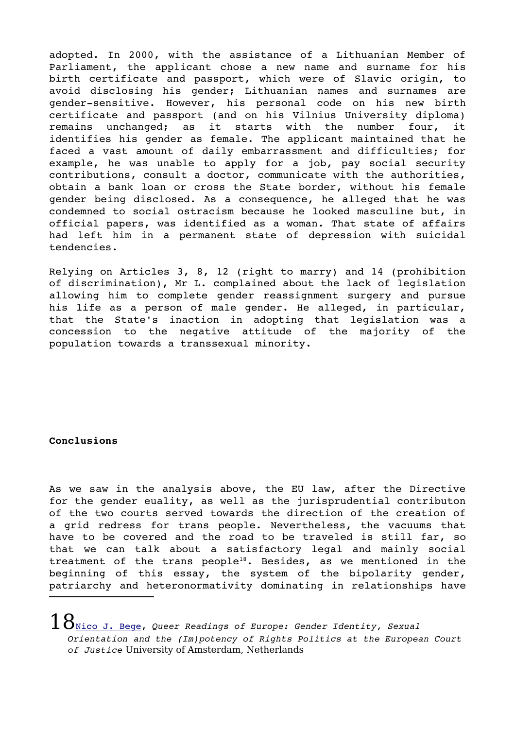adopted. In 2000, with the assistance of a Lithuanian Member of Parliament, the applicant chose a new name and surname for his birth certificate and passport, which were of Slavic origin, to avoid disclosing his gender; Lithuanian names and surnames are gender-sensitive. However, his personal code on his new birth certificate and passport (and on his Vilnius University diploma) remains unchanged; as it starts with the number four, it identifies his gender as female. The applicant maintained that he faced a vast amount of daily embarrassment and difficulties; for example, he was unable to apply for a job, pay social security contributions, consult a doctor, communicate with the authorities, obtain a bank loan or cross the State border, without his female gender being disclosed. As a consequence, he alleged that he was condemned to social ostracism because he looked masculine but, in official papers, was identified as a woman. That state of affairs had left him in a permanent state of depression with suicidal tendencies.

Relying on Articles 3, 8, 12 (right to marry) and 14 (prohibition of discrimination), Mr L. complained about the lack of legislation allowing him to complete gender reassignment surgery and pursue his life as a person of male gender. He alleged, in particular, that the State's inaction in adopting that legislation was a concession to the negative attitude of the majority of the population towards a transsexual minority.

**Conclusions**

As we saw in the analysis above, the EU law, after the Directive for the gender euality, as well as the jurisprudential contributon of the two courts served towards the direction of the creation of a grid redress for trans people. Nevertheless, the vacuums that have to be covered and the road to be traveled is still far, so that we can talk about a satisfactory legal and mainly social treatment of the trans people[18]. Besides, as we mentioned in the beginning of this essay, the system of the bipolarity gender, patriarchy and heteronormativity dominating in relationships have

---

18 Nico J. Beqe, *Queer Readings of Europe: Gender Identity, Sexual Orientation and the (Im)potency of Rights Politics at the European Court of Justice* University of Amsterdam, Netherlands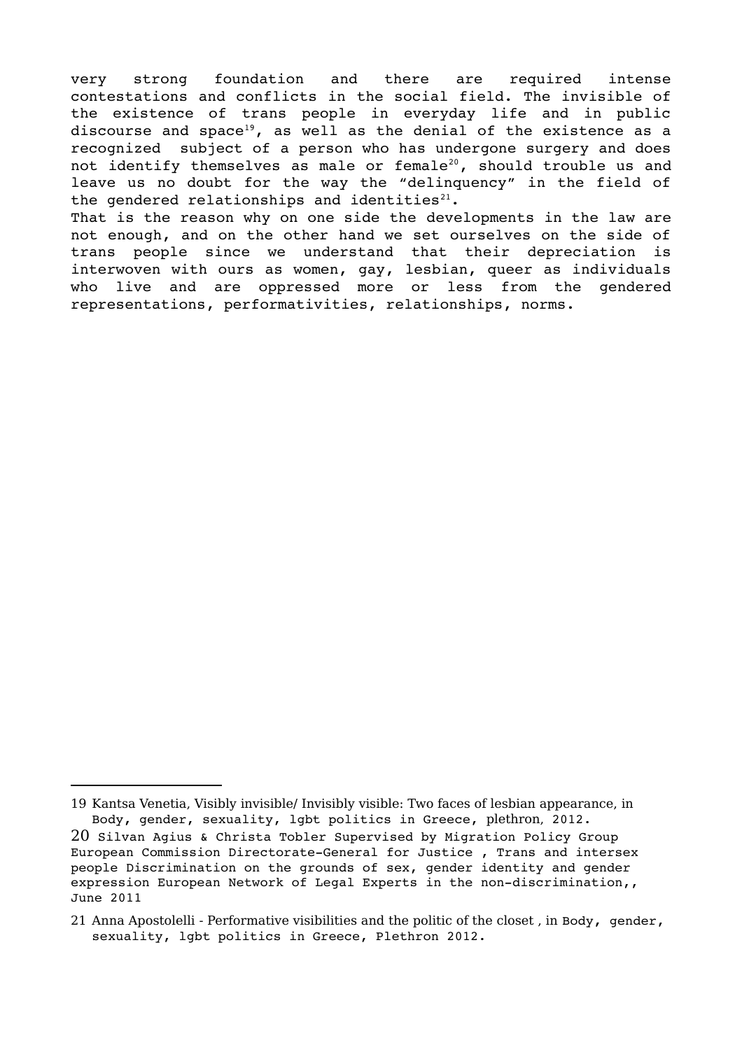very strong foundation and there are required intense contestations and conflicts in the social field. The invisible of the existence of trans people in everyday life and in public discourse and space[19], as well as the denial of the existence as a recognized subject of a person who has undergone surgery and does not identify themselves as male or female[20], should trouble us and leave us no doubt for the way the "delinquency" in the field of the gendered relationships and identities[21].

That is the reason why on one side the developments in the law are not enough, and on the other hand we set ourselves on the side of trans people since we understand that their depreciation is interwoven with ours as women, gay, lesbian, queer as individuals who live and are oppressed more or less from the gendered representations, performativities, relationships, norms.

---

19 Kantsa Venetia, Visibly invisible/ Invisibly visible: Two faces of lesbian appearance, in Body, gender, sexuality, lgbt politics in Greece, plethron, 2012.

20 Silvan Agius & Christa Tobler Supervised by Migration Policy Group European Commission Directorate-General for Justice , Trans and intersex people Discrimination on the grounds of sex, gender identity and gender expression European Network of Legal Experts in the non-discrimination,, June 2011

21 Anna Apostolelli - Performative visibilities and the politic of the closet , in Body, gender, sexuality, lgbt politics in Greece, Plethron 2012.